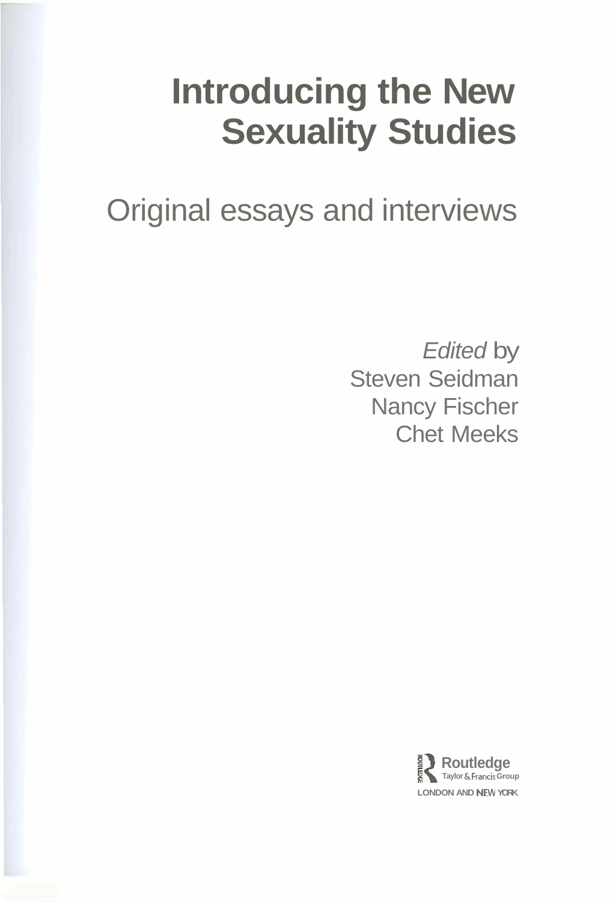# Introducing the New Sexuality Studies

## Original essays and interviews

*Edited* by
Steven Seidman
Nancy Fischer
Chet Meeks

Routledge
Taylor & Francis Group
LONDON AND NEW YORK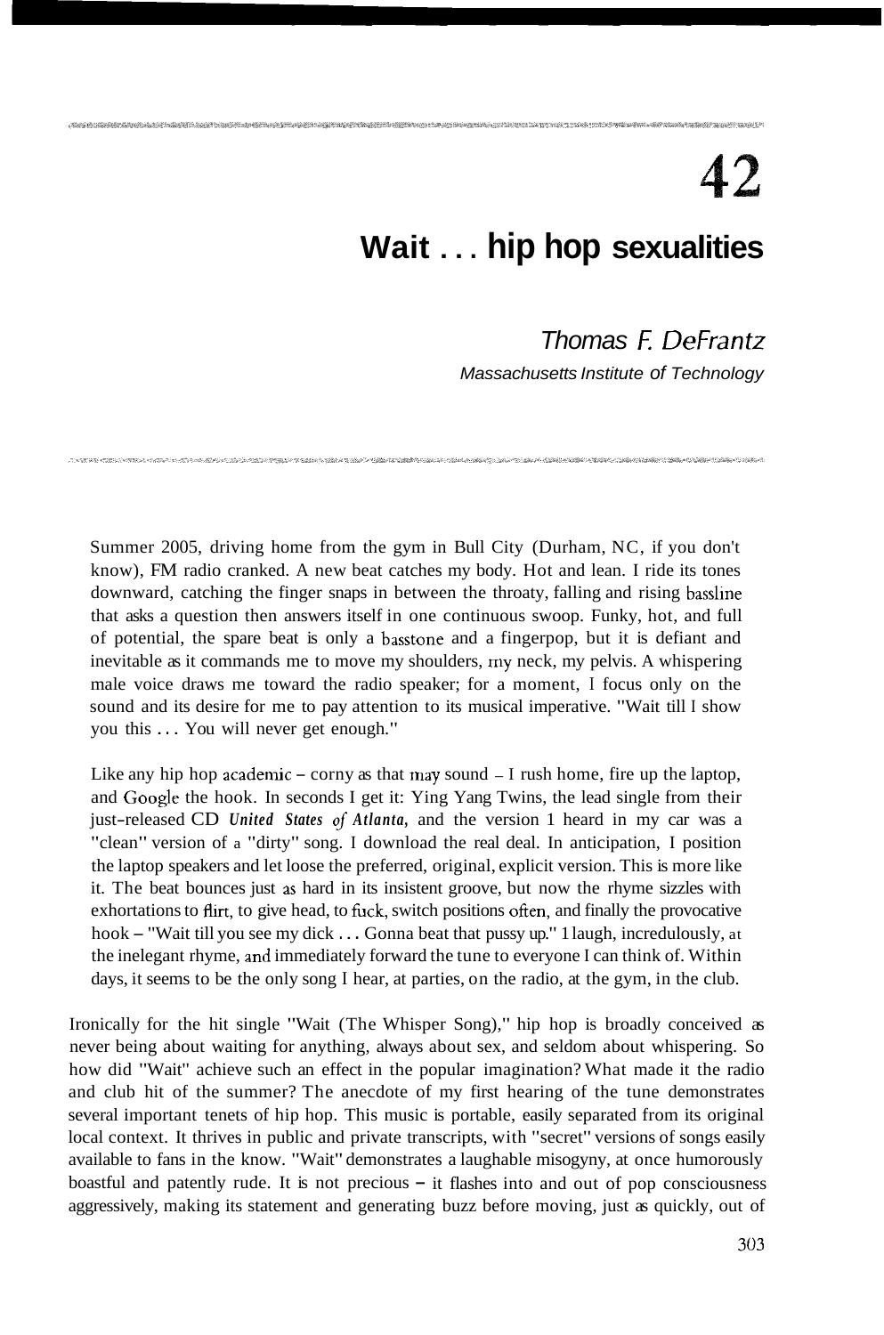# 42

## Wait . . . hip hop sexualities

*Thomas F. DeFrantz*

*Massachusetts Institute of Technology*

Summer 2005, driving home from the gym in Bull City (Durham, NC, if you don't know), FM radio cranked. A new beat catches my body. Hot and lean. I ride its tones downward, catching the finger snaps in between the throaty, falling and rising bassline that asks a question then answers itself in one continuous swoop. Funky, hot, and full of potential, the spare beat is only a basstone and a fingerpop, but it is defiant and inevitable as it commands me to move my shoulders, my neck, my pelvis. A whispering male voice draws me toward the radio speaker; for a moment, I focus only on the sound and its desire for me to pay attention to its musical imperative. "Wait till I show you this . . . You will never get enough."

Like any hip hop academic – corny as that may sound – I rush home, fire up the laptop, and Google the hook. In seconds I get it: Ying Yang Twins, the lead single from their just-released CD ***United States of Atlanta***, and the version 1 heard in my car was a "clean" version of a "dirty" song. I download the real deal. In anticipation, I position the laptop speakers and let loose the preferred, original, explicit version. This is more like it. The beat bounces just as hard in its insistent groove, but now the rhyme sizzles with exhortations to flirt, to give head, to fuck, switch positions often, and finally the provocative hook – "Wait till you see my dick . . . Gonna beat that pussy up." 1 laugh, incredulously, at the inelegant rhyme, and immediately forward the tune to everyone I can think of. Within days, it seems to be the only song I hear, at parties, on the radio, at the gym, in the club.

Ironically for the hit single "Wait (The Whisper Song)," hip hop is broadly conceived as never being about waiting for anything, always about sex, and seldom about whispering. So how did "Wait" achieve such an effect in the popular imagination? What made it the radio and club hit of the summer? The anecdote of my first hearing of the tune demonstrates several important tenets of hip hop. This music is portable, easily separated from its original local context. It thrives in public and private transcripts, with "secret" versions of songs easily available to fans in the know. "Wait" demonstrates a laughable misogyny, at once humorously boastful and patently rude. It is not precious – it flashes into and out of pop consciousness aggressively, making its statement and generating buzz before moving, just as quickly, out of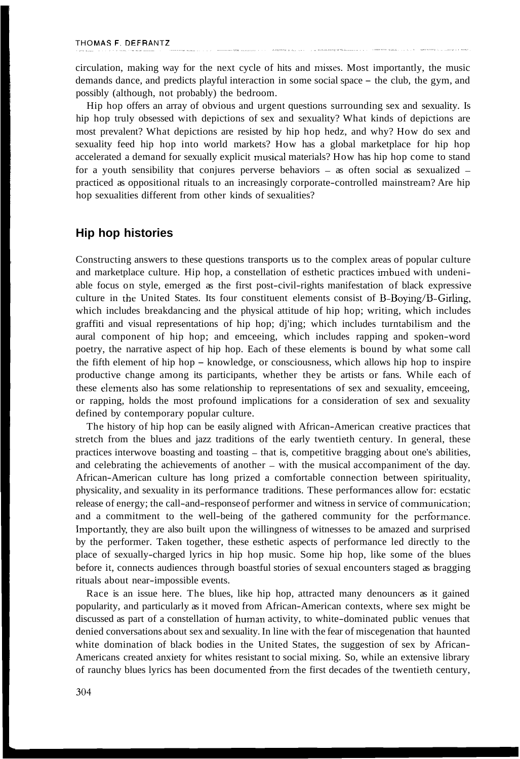circulation, making way for the next cycle of hits and misses. Most importantly, the music demands dance, and predicts playful interaction in some social space – the club, the gym, and possibly (although, not probably) the bedroom.

Hip hop offers an array of obvious and urgent questions surrounding sex and sexuality. Is hip hop truly obsessed with depictions of sex and sexuality? What kinds of depictions are most prevalent? What depictions are resisted by hip hop hedz, and why? How do sex and sexuality feed hip hop into world markets? How has a global marketplace for hip hop accelerated a demand for sexually explicit musical materials? How has hip hop come to stand for a youth sensibility that conjures perverse behaviors – as often social as sexualized – practiced as oppositional rituals to an increasingly corporate-controlled mainstream? Are hip hop sexualities different from other kinds of sexualities?

## Hip hop histories

Constructing answers to these questions transports us to the complex areas of popular culture and marketplace culture. Hip hop, a constellation of esthetic practices imbued with undeniable focus on style, emerged as the first post-civil-rights manifestation of black expressive culture in the United States. Its four constituent elements consist of B-Boying/B-Girling, which includes breakdancing and the physical attitude of hip hop; writing, which includes graffiti and visual representations of hip hop; dj'ing; which includes turntabilism and the aural component of hip hop; and emceeing, which includes rapping and spoken-word poetry, the narrative aspect of hip hop. Each of these elements is bound by what some call the fifth element of hip hop – knowledge, or consciousness, which allows hip hop to inspire productive change among its participants, whether they be artists or fans. While each of these elements also has some relationship to representations of sex and sexuality, emceeing, or rapping, holds the most profound implications for a consideration of sex and sexuality defined by contemporary popular culture.

The history of hip hop can be easily aligned with African-American creative practices that stretch from the blues and jazz traditions of the early twentieth century. In general, these practices interwove boasting and toasting – that is, competitive bragging about one's abilities, and celebrating the achievements of another – with the musical accompaniment of the day. African-American culture has long prized a comfortable connection between spirituality, physicality, and sexuality in its performance traditions. These performances allow for: ecstatic release of energy; the call-and-response of performer and witness in service of communication; and a commitment to the well-being of the gathered community for the performance. Importantly, they are also built upon the willingness of witnesses to be amazed and surprised by the performer. Taken together, these esthetic aspects of performance led directly to the place of sexually-charged lyrics in hip hop music. Some hip hop, like some of the blues before it, connects audiences through boastful stories of sexual encounters staged as bragging rituals about near-impossible events.

Race is an issue here. The blues, like hip hop, attracted many denouncers as it gained popularity, and particularly as it moved from African-American contexts, where sex might be discussed as part of a constellation of human activity, to white-dominated public venues that denied conversations about sex and sexuality. In line with the fear of miscegenation that haunted white domination of black bodies in the United States, the suggestion of sex by African-Americans created anxiety for whites resistant to social mixing. So, while an extensive library of raunchy blues lyrics has been documented from the first decades of the twentieth century,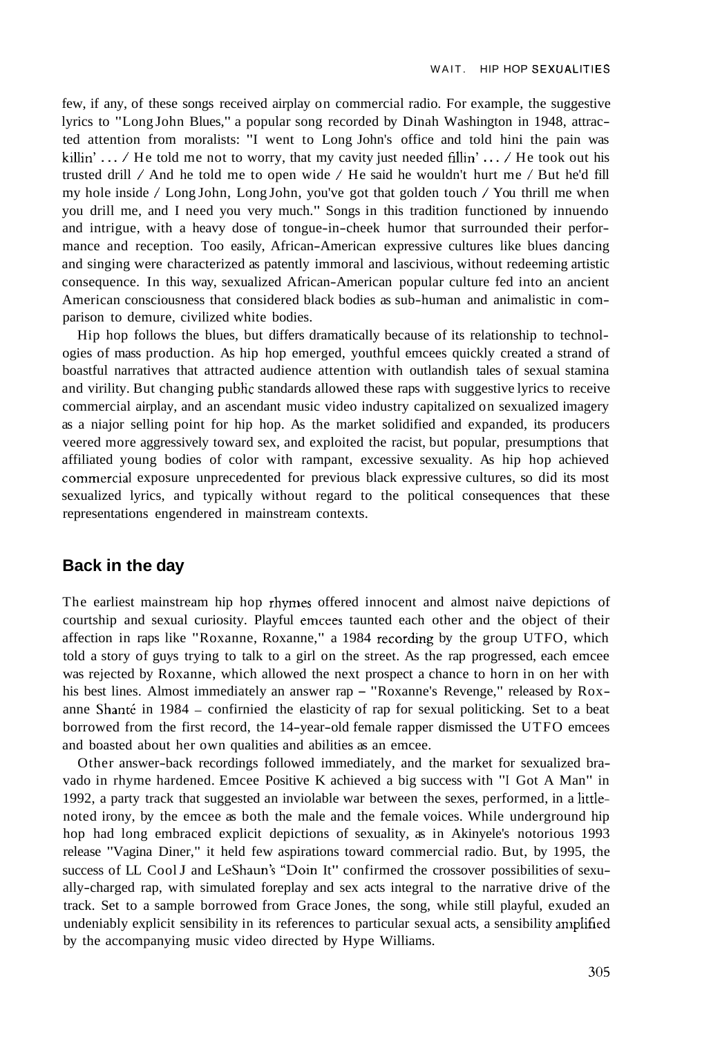few, if any, of these songs received airplay on commercial radio. For example, the suggestive lyrics to "Long John Blues," a popular song recorded by Dinah Washington in 1948, attracted attention from moralists: "I went to Long John's office and told hini the pain was killin' . . . / He told me not to worry, that my cavity just needed fillin' . . . / He took out his trusted drill / And he told me to open wide / He said he wouldn't hurt me / But he'd fill my hole inside / Long John, Long John, you've got that golden touch / You thrill me when you drill me, and I need you very much." Songs in this tradition functioned by innuendo and intrigue, with a heavy dose of tongue-in-cheek humor that surrounded their performance and reception. Too easily, African-American expressive cultures like blues dancing and singing were characterized as patently immoral and lascivious, without redeeming artistic consequence. In this way, sexualized African-American popular culture fed into an ancient American consciousness that considered black bodies as sub-human and animalistic in comparison to demure, civilized white bodies.

Hip hop follows the blues, but differs dramatically because of its relationship to technologies of mass production. As hip hop emerged, youthful emcees quickly created a strand of boastful narratives that attracted audience attention with outlandish tales of sexual stamina and virility. But changing public standards allowed these raps with suggestive lyrics to receive commercial airplay, and an ascendant music video industry capitalized on sexualized imagery as a niajor selling point for hip hop. As the market solidified and expanded, its producers veered more aggressively toward sex, and exploited the racist, but popular, presumptions that affiliated young bodies of color with rampant, excessive sexuality. As hip hop achieved commercial exposure unprecedented for previous black expressive cultures, so did its most sexualized lyrics, and typically without regard to the political consequences that these representations engendered in mainstream contexts.

## Back in the day

The earliest mainstream hip hop rhymes offered innocent and almost naive depictions of courtship and sexual curiosity. Playful emcees taunted each other and the object of their affection in raps like "Roxanne, Roxanne," a 1984 recording by the group UTFO, which told a story of guys trying to talk to a girl on the street. As the rap progressed, each emcee was rejected by Roxanne, which allowed the next prospect a chance to horn in on her with his best lines. Almost immediately an answer rap – "Roxanne's Revenge," released by Roxanne Shanté in 1984 – confirnied the elasticity of rap for sexual politicking. Set to a beat borrowed from the first record, the 14-year-old female rapper dismissed the UTFO emcees and boasted about her own qualities and abilities as an emcee.

Other answer-back recordings followed immediately, and the market for sexualized bravado in rhyme hardened. Emcee Positive K achieved a big success with "I Got A Man" in 1992, a party track that suggested an inviolable war between the sexes, performed, in a little-noted irony, by the emcee as both the male and the female voices. While underground hip hop had long embraced explicit depictions of sexuality, as in Akinyele's notorious 1993 release "Vagina Diner," it held few aspirations toward commercial radio. But, by 1995, the success of LL Cool J and LeShaun's "Doin It" confirmed the crossover possibilities of sexually-charged rap, with simulated foreplay and sex acts integral to the narrative drive of the track. Set to a sample borrowed from Grace Jones, the song, while still playful, exuded an undeniably explicit sensibility in its references to particular sexual acts, a sensibility amplified by the accompanying music video directed by Hype Williams.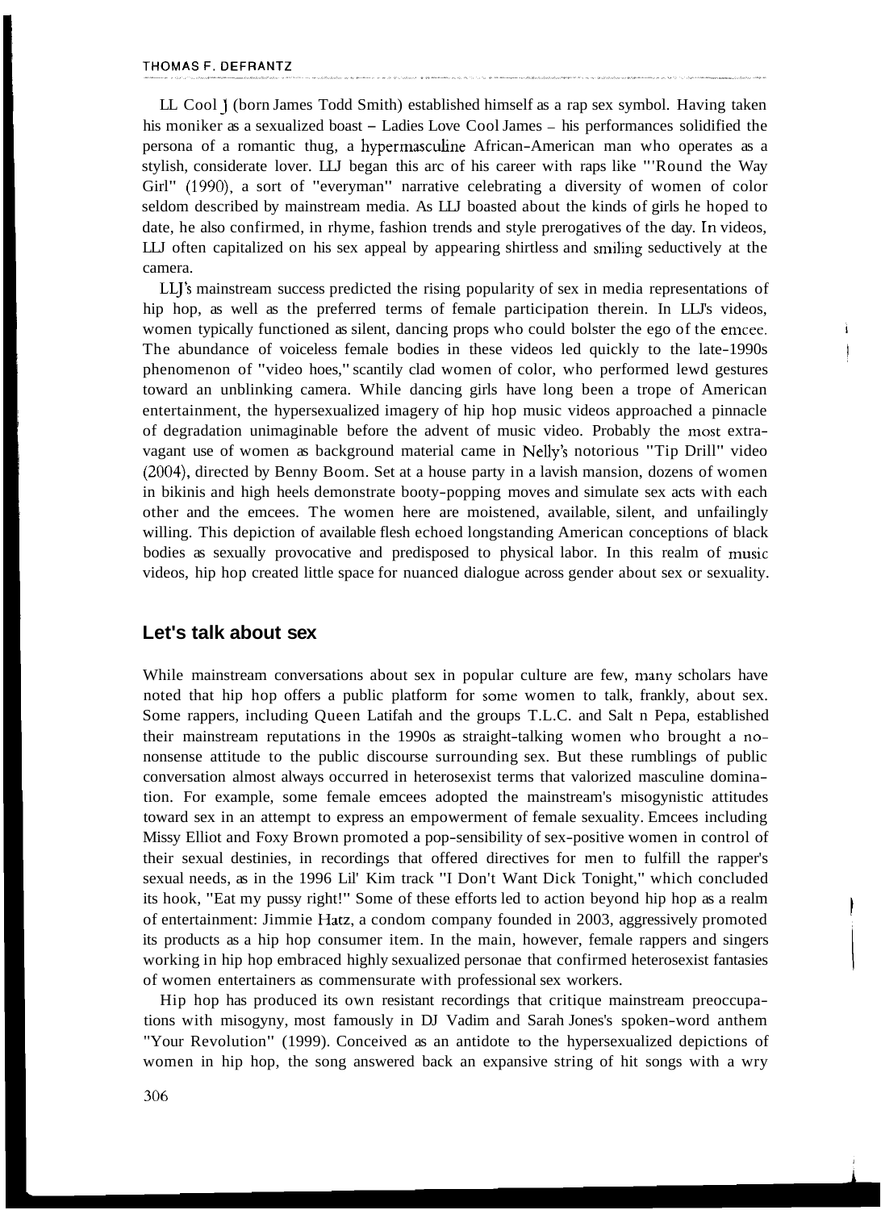LL Cool J (born James Todd Smith) established himself as a rap sex symbol. Having taken his moniker as a sexualized boast – Ladies Love Cool James – his performances solidified the persona of a romantic thug, a hypermasculine African-American man who operates as a stylish, considerate lover. LLJ began this arc of his career with raps like "'Round the Way Girl" (1990), a sort of "everyman" narrative celebrating a diversity of women of color seldom described by mainstream media. As LLJ boasted about the kinds of girls he hoped to date, he also confirmed, in rhyme, fashion trends and style prerogatives of the day. In videos, LLJ often capitalized on his sex appeal by appearing shirtless and smiling seductively at the camera.

LLJ's mainstream success predicted the rising popularity of sex in media representations of hip hop, as well as the preferred terms of female participation therein. In LLJ's videos, women typically functioned as silent, dancing props who could bolster the ego of the emcee. The abundance of voiceless female bodies in these videos led quickly to the late-1990s phenomenon of "video hoes," scantily clad women of color, who performed lewd gestures toward an unblinking camera. While dancing girls have long been a trope of American entertainment, the hypersexualized imagery of hip hop music videos approached a pinnacle of degradation unimaginable before the advent of music video. Probably the most extravagant use of women as background material came in Nelly's notorious "Tip Drill" video (2004), directed by Benny Boom. Set at a house party in a lavish mansion, dozens of women in bikinis and high heels demonstrate booty-popping moves and simulate sex acts with each other and the emcees. The women here are moistened, available, silent, and unfailingly willing. This depiction of available flesh echoed longstanding American conceptions of black bodies as sexually provocative and predisposed to physical labor. In this realm of music videos, hip hop created little space for nuanced dialogue across gender about sex or sexuality.

## Let's talk about sex

While mainstream conversations about sex in popular culture are few, many scholars have noted that hip hop offers a public platform for some women to talk, frankly, about sex. Some rappers, including Queen Latifah and the groups T.L.C. and Salt n Pepa, established their mainstream reputations in the 1990s as straight-talking women who brought a no-nonsense attitude to the public discourse surrounding sex. But these rumblings of public conversation almost always occurred in heterosexist terms that valorized masculine domination. For example, some female emcees adopted the mainstream's misogynistic attitudes toward sex in an attempt to express an empowerment of female sexuality. Emcees including Missy Elliot and Foxy Brown promoted a pop-sensibility of sex-positive women in control of their sexual destinies, in recordings that offered directives for men to fulfill the rapper's sexual needs, as in the 1996 Lil' Kim track "I Don't Want Dick Tonight," which concluded its hook, "Eat my pussy right!" Some of these efforts led to action beyond hip hop as a realm of entertainment: Jimmie Hatz, a condom company founded in 2003, aggressively promoted its products as a hip hop consumer item. In the main, however, female rappers and singers working in hip hop embraced highly sexualized personae that confirmed heterosexist fantasies of women entertainers as commensurate with professional sex workers.

Hip hop has produced its own resistant recordings that critique mainstream preoccupations with misogyny, most famously in DJ Vadim and Sarah Jones's spoken-word anthem "Your Revolution" (1999). Conceived as an antidote to the hypersexualized depictions of women in hip hop, the song answered back an expansive string of hit songs with a wry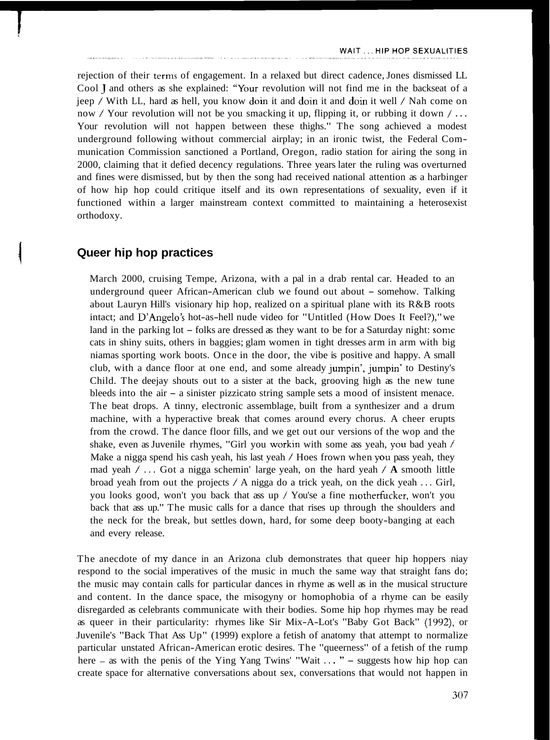rejection of their terms of engagement. In a relaxed but direct cadence, Jones dismissed LL Cool J and others as she explained: "Your revolution will not find me in the backseat of a jeep / With LL, hard as hell, you know doin it and doin it and doin it well / Nah come on now / Your revolution will not be you smacking it up, flipping it, or rubbing it down / ... Your revolution will not happen between these thighs." The song achieved a modest underground following without commercial airplay; in an ironic twist, the Federal Communication Commission sanctioned a Portland, Oregon, radio station for airing the song in 2000, claiming that it defied decency regulations. Three years later the ruling was overturned and fines were dismissed, but by then the song had received national attention as a harbinger of how hip hop could critique itself and its own representations of sexuality, even if it functioned within a larger mainstream context committed to maintaining a heterosexist orthodoxy.

## Queer hip hop practices

> March 2000, cruising Tempe, Arizona, with a pal in a drab rental car. Headed to an underground queer African-American club we found out about – somehow. Talking about Lauryn Hill's visionary hip hop, realized on a spiritual plane with its R&B roots intact; and D'Angelo's hot-as-hell nude video for "Untitled (How Does It Feel?)," we land in the parking lot – folks are dressed as they want to be for a Saturday night: some cats in shiny suits, others in baggies; glam women in tight dresses arm in arm with big niamas sporting work boots. Once in the door, the vibe is positive and happy. A small club, with a dance floor at one end, and some already jumpin', jumpin' to Destiny's Child. The deejay shouts out to a sister at the back, grooving high as the new tune bleeds into the air – a sinister pizzicato string sample sets a mood of insistent menace. The beat drops. A tinny, electronic assemblage, built from a synthesizer and a drum machine, with a hyperactive break that comes around every chorus. A cheer erupts from the crowd. The dance floor fills, and we get out our versions of the wop and the shake, even as Juvenile rhymes, "Girl you workin with some ass yeah, you bad yeah / Make a nigga spend his cash yeah, his last yeah / Hoes frown when you pass yeah, they mad yeah / ... Got a nigga schemin' large yeah, on the hard yeah / **A** smooth little broad yeah from out the projects / A nigga do a trick yeah, on the dick yeah ... Girl, you looks good, won't you back that ass up / You'se a fine motherfucker, won't you back that ass up." The music calls for a dance that rises up through the shoulders and the neck for the break, but settles down, hard, for some deep booty-banging at each and every release.

The anecdote of my dance in an Arizona club demonstrates that queer hip hoppers niay respond to the social imperatives of the music in much the same way that straight fans do; the music may contain calls for particular dances in rhyme as well as in the musical structure and content. In the dance space, the misogyny or homophobia of a rhyme can be easily disregarded as celebrants communicate with their bodies. Some hip hop rhymes may be read as queer in their particularity: rhymes like Sir Mix-A-Lot's "Baby Got Back" (1992), or Juvenile's "Back That Ass Up" (1999) explore a fetish of anatomy that attempt to normalize particular unstated African-American erotic desires. The "queerness" of a fetish of the rump here – as with the penis of the Ying Yang Twins' "Wait ... " – suggests how hip hop can create space for alternative conversations about sex, conversations that would not happen in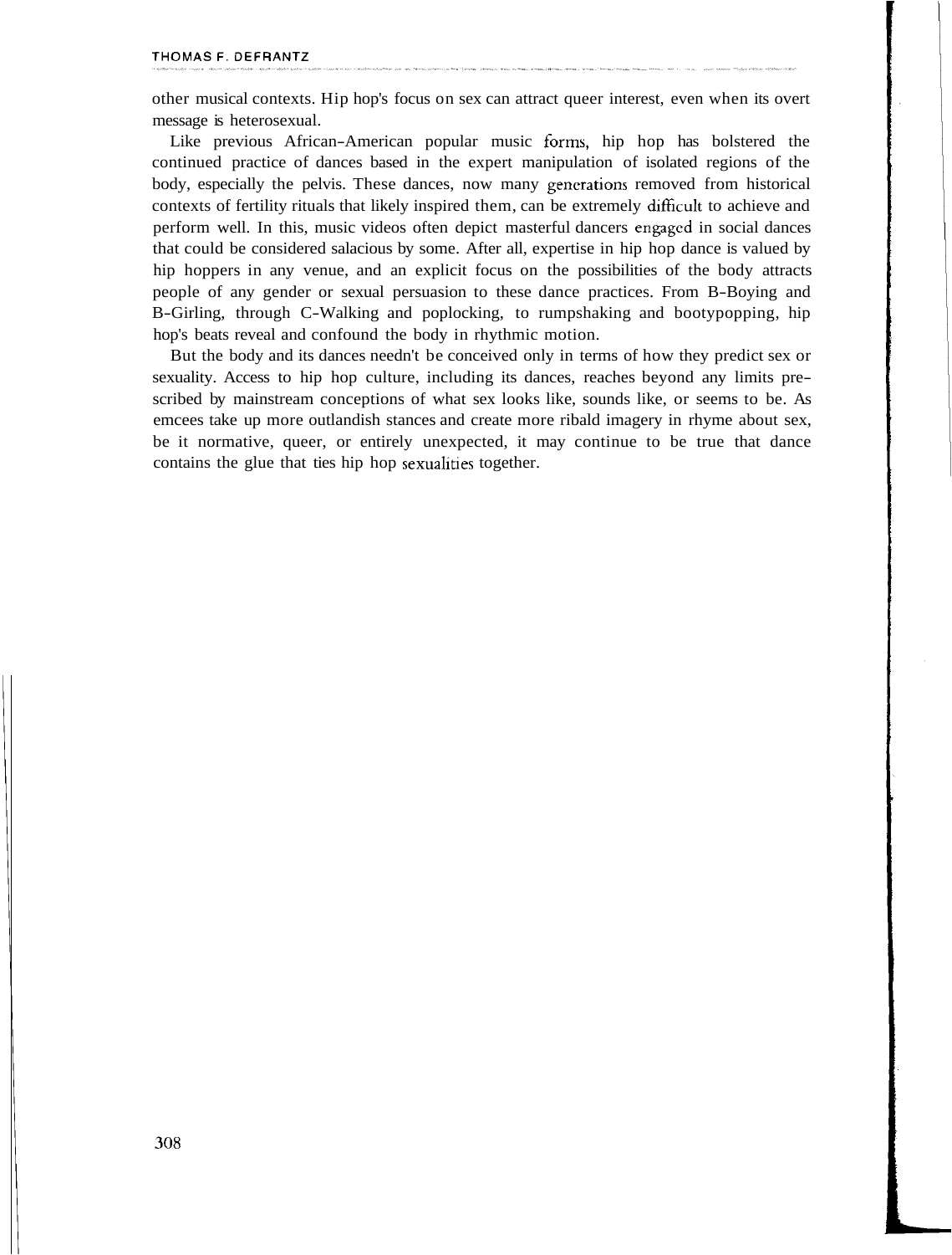other musical contexts. Hip hop's focus on sex can attract queer interest, even when its overt message is heterosexual.

Like previous African-American popular music forms, hip hop has bolstered the continued practice of dances based in the expert manipulation of isolated regions of the body, especially the pelvis. These dances, now many generations removed from historical contexts of fertility rituals that likely inspired them, can be extremely difficult to achieve and perform well. In this, music videos often depict masterful dancers engaged in social dances that could be considered salacious by some. After all, expertise in hip hop dance is valued by hip hoppers in any venue, and an explicit focus on the possibilities of the body attracts people of any gender or sexual persuasion to these dance practices. From B-Boying and B-Girling, through C-Walking and poplocking, to rumpshaking and bootypopping, hip hop's beats reveal and confound the body in rhythmic motion.

But the body and its dances needn't be conceived only in terms of how they predict sex or sexuality. Access to hip hop culture, including its dances, reaches beyond any limits prescribed by mainstream conceptions of what sex looks like, sounds like, or seems to be. As emcees take up more outlandish stances and create more ribald imagery in rhyme about sex, be it normative, queer, or entirely unexpected, it may continue to be true that dance contains the glue that ties hip hop sexualities together.